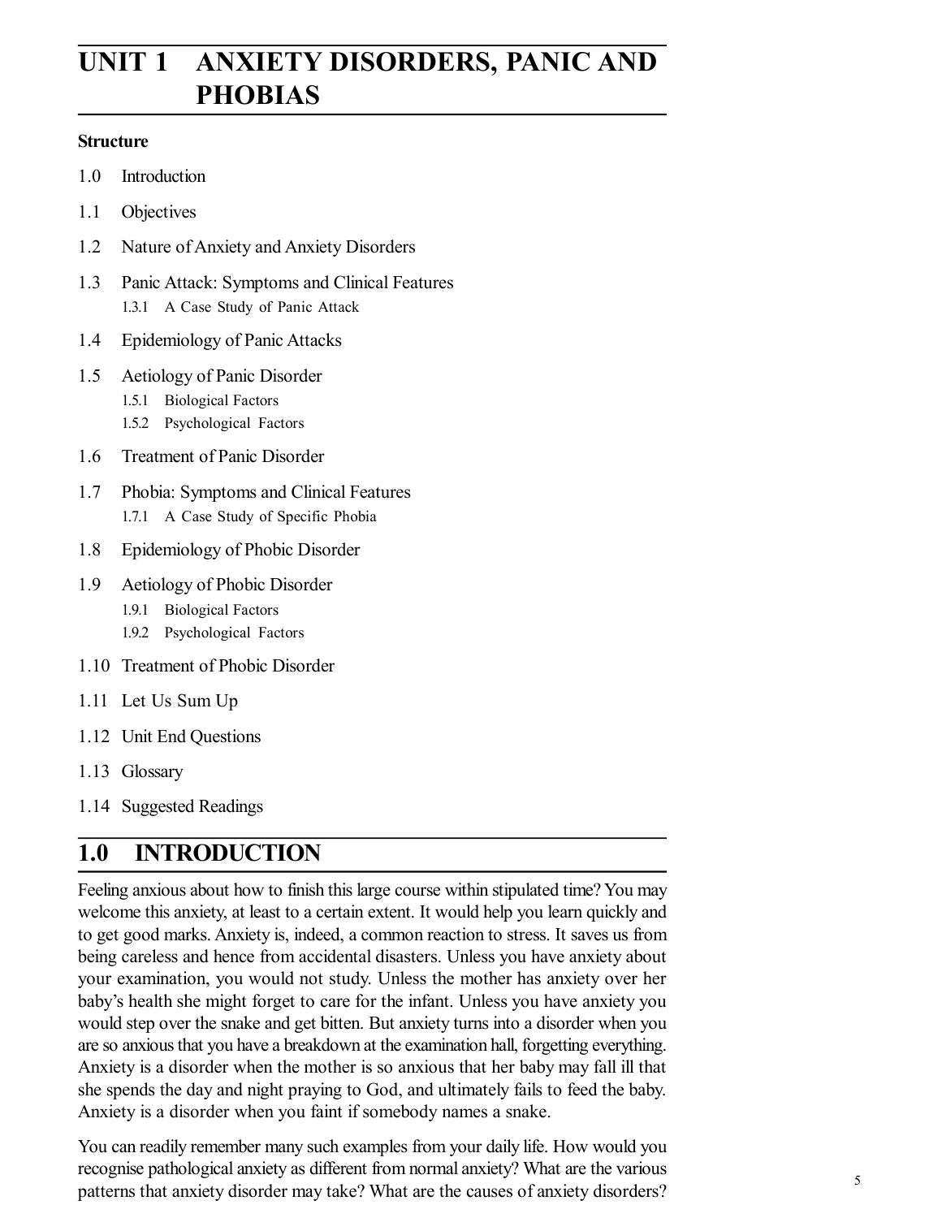# UNIT 1 ANXIETY DISORDERS, PANIC AND PHOBIAS

**Structure**

1.0 Introduction

1.1 Objectives

1.2 Nature of Anxiety and Anxiety Disorders

1.3 Panic Attack: Symptoms and Clinical Features
   1.3.1 A Case Study of Panic Attack

1.4 Epidemiology of Panic Attacks

1.5 Aetiology of Panic Disorder
   1.5.1 Biological Factors
   1.5.2 Psychological Factors

1.6 Treatment of Panic Disorder

1.7 Phobia: Symptoms and Clinical Features
   1.7.1 A Case Study of Specific Phobia

1.8 Epidemiology of Phobic Disorder

1.9 Aetiology of Phobic Disorder
   1.9.1 Biological Factors
   1.9.2 Psychological Factors

1.10 Treatment of Phobic Disorder

1.11 Let Us Sum Up

1.12 Unit End Questions

1.13 Glossary

1.14 Suggested Readings

## 1.0 INTRODUCTION

Feeling anxious about how to finish this large course within stipulated time? You may welcome this anxiety, at least to a certain extent. It would help you learn quickly and to get good marks. Anxiety is, indeed, a common reaction to stress. It saves us from being careless and hence from accidental disasters. Unless you have anxiety about your examination, you would not study. Unless the mother has anxiety over her baby's health she might forget to care for the infant. Unless you have anxiety you would step over the snake and get bitten. But anxiety turns into a disorder when you are so anxious that you have a breakdown at the examination hall, forgetting everything. Anxiety is a disorder when the mother is so anxious that her baby may fall ill that she spends the day and night praying to God, and ultimately fails to feed the baby. Anxiety is a disorder when you faint if somebody names a snake.

You can readily remember many such examples from your daily life. How would you recognise pathological anxiety as different from normal anxiety? What are the various patterns that anxiety disorder may take? What are the causes of anxiety disorders?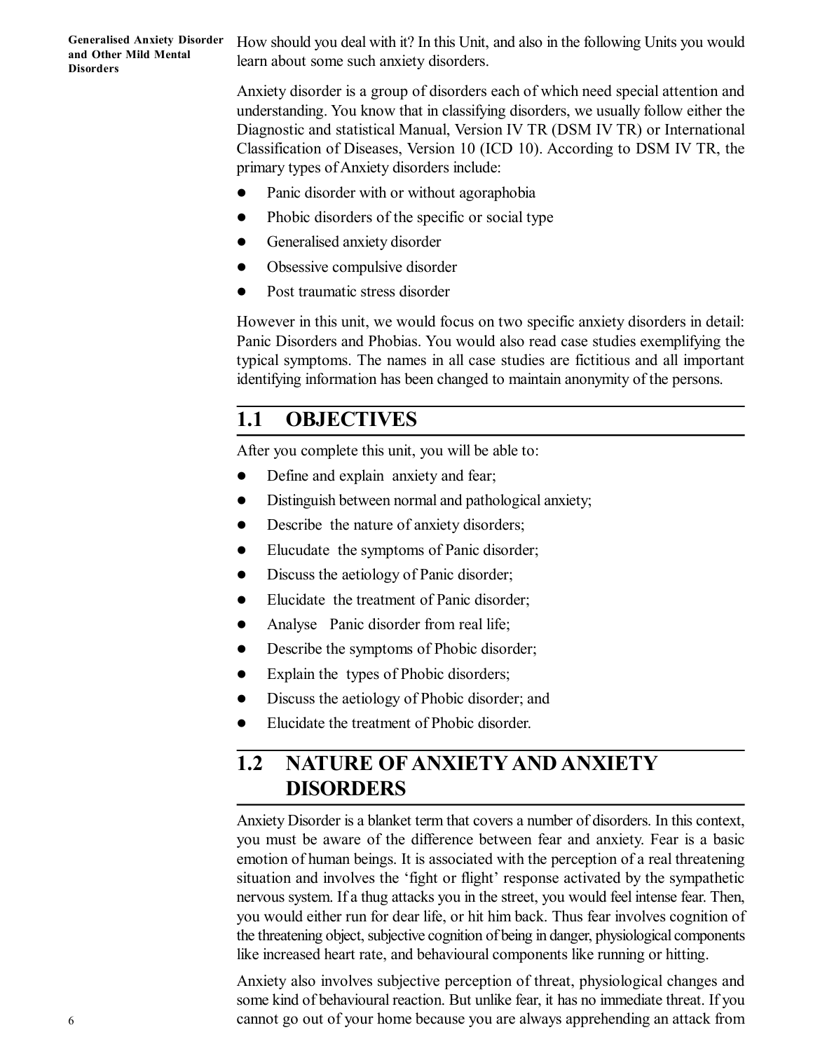How should you deal with it? In this Unit, and also in the following Units you would learn about some such anxiety disorders.

Anxiety disorder is a group of disorders each of which need special attention and understanding. You know that in classifying disorders, we usually follow either the Diagnostic and statistical Manual, Version IV TR (DSM IV TR) or International Classification of Diseases, Version 10 (ICD 10). According to DSM IV TR, the primary types of Anxiety disorders include:

- Panic disorder with or without agoraphobia
- Phobic disorders of the specific or social type
- Generalised anxiety disorder
- Obsessive compulsive disorder
- Post traumatic stress disorder

However in this unit, we would focus on two specific anxiety disorders in detail: Panic Disorders and Phobias. You would also read case studies exemplifying the typical symptoms. The names in all case studies are fictitious and all important identifying information has been changed to maintain anonymity of the persons.

## 1.1 OBJECTIVES

After you complete this unit, you will be able to:

- Define and explain anxiety and fear;
- Distinguish between normal and pathological anxiety;
- Describe the nature of anxiety disorders;
- Elucudate the symptoms of Panic disorder;
- Discuss the aetiology of Panic disorder;
- Elucidate the treatment of Panic disorder;
- Analyse Panic disorder from real life;
- Describe the symptoms of Phobic disorder;
- Explain the types of Phobic disorders;
- Discuss the aetiology of Phobic disorder; and
- Elucidate the treatment of Phobic disorder.

## 1.2 NATURE OF ANXIETY AND ANXIETY DISORDERS

Anxiety Disorder is a blanket term that covers a number of disorders. In this context, you must be aware of the difference between fear and anxiety. Fear is a basic emotion of human beings. It is associated with the perception of a real threatening situation and involves the 'fight or flight' response activated by the sympathetic nervous system. If a thug attacks you in the street, you would feel intense fear. Then, you would either run for dear life, or hit him back. Thus fear involves cognition of the threatening object, subjective cognition of being in danger, physiological components like increased heart rate, and behavioural components like running or hitting.

Anxiety also involves subjective perception of threat, physiological changes and some kind of behavioural reaction. But unlike fear, it has no immediate threat. If you cannot go out of your home because you are always apprehending an attack from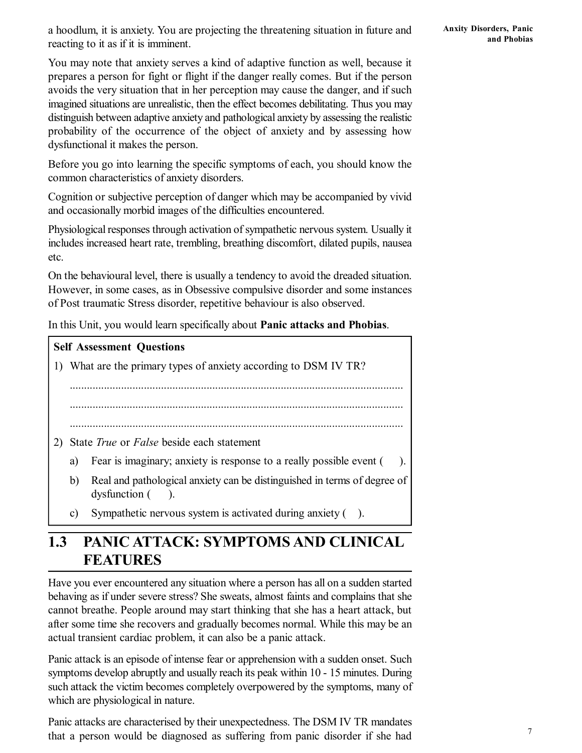a hoodlum, it is anxiety. You are projecting the threatening situation in future and reacting to it as if it is imminent.

You may note that anxiety serves a kind of adaptive function as well, because it prepares a person for fight or flight if the danger really comes. But if the person avoids the very situation that in her perception may cause the danger, and if such imagined situations are unrealistic, then the effect becomes debilitating. Thus you may distinguish between adaptive anxiety and pathological anxiety by assessing the realistic probability of the occurrence of the object of anxiety and by assessing how dysfunctional it makes the person.

Before you go into learning the specific symptoms of each, you should know the common characteristics of anxiety disorders.

Cognition or subjective perception of danger which may be accompanied by vivid and occasionally morbid images of the difficulties encountered.

Physiological responses through activation of sympathetic nervous system. Usually it includes increased heart rate, trembling, breathing discomfort, dilated pupils, nausea etc.

On the behavioural level, there is usually a tendency to avoid the dreaded situation. However, in some cases, as in Obsessive compulsive disorder and some instances of Post traumatic Stress disorder, repetitive behaviour is also observed.

In this Unit, you would learn specifically about **Panic attacks and Phobias**.

> **Self Assessment Questions**
>
> 1) What are the primary types of anxiety according to DSM IV TR?
>
> .....................................................................................................................
>
> .....................................................................................................................
>
> .....................................................................................................................
>
> 2) State *True* or *False* beside each statement
>
>    a) Fear is imaginary; anxiety is response to a really possible event (   ).
>
>    b) Real and pathological anxiety can be distinguished in terms of degree of dysfunction (   ).
>
>    c) Sympathetic nervous system is activated during anxiety (   ).

## 1.3 PANIC ATTACK: SYMPTOMS AND CLINICAL FEATURES

Have you ever encountered any situation where a person has all on a sudden started behaving as if under severe stress? She sweats, almost faints and complains that she cannot breathe. People around may start thinking that she has a heart attack, but after some time she recovers and gradually becomes normal. While this may be an actual transient cardiac problem, it can also be a panic attack.

Panic attack is an episode of intense fear or apprehension with a sudden onset. Such symptoms develop abruptly and usually reach its peak within 10 - 15 minutes. During such attack the victim becomes completely overpowered by the symptoms, many of which are physiological in nature.

Panic attacks are characterised by their unexpectedness. The DSM IV TR mandates that a person would be diagnosed as suffering from panic disorder if she had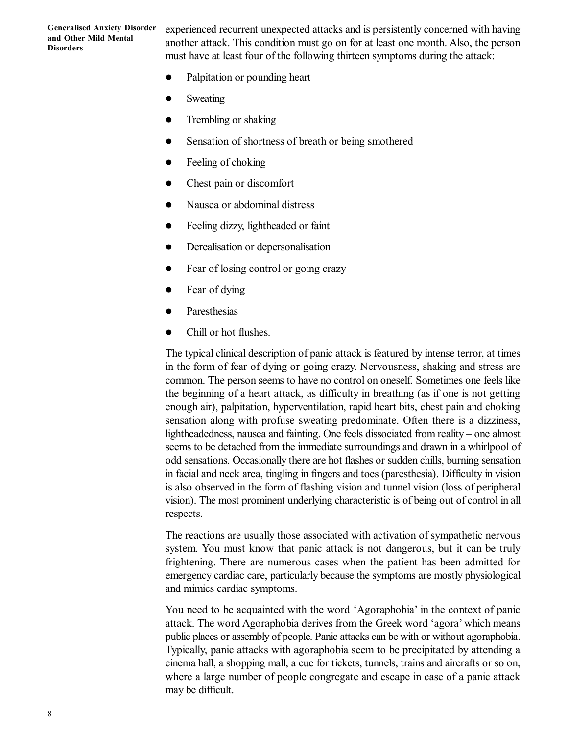experienced recurrent unexpected attacks and is persistently concerned with having another attack. This condition must go on for at least one month. Also, the person must have at least four of the following thirteen symptoms during the attack:

- Palpitation or pounding heart
- Sweating
- Trembling or shaking
- Sensation of shortness of breath or being smothered
- Feeling of choking
- Chest pain or discomfort
- Nausea or abdominal distress
- Feeling dizzy, lightheaded or faint
- Derealisation or depersonalisation
- Fear of losing control or going crazy
- Fear of dying
- Paresthesias
- Chill or hot flushes.

The typical clinical description of panic attack is featured by intense terror, at times in the form of fear of dying or going crazy. Nervousness, shaking and stress are common. The person seems to have no control on oneself. Sometimes one feels like the beginning of a heart attack, as difficulty in breathing (as if one is not getting enough air), palpitation, hyperventilation, rapid heart bits, chest pain and choking sensation along with profuse sweating predominate. Often there is a dizziness, lightheadedness, nausea and fainting. One feels dissociated from reality – one almost seems to be detached from the immediate surroundings and drawn in a whirlpool of odd sensations. Occasionally there are hot flashes or sudden chills, burning sensation in facial and neck area, tingling in fingers and toes (paresthesia). Difficulty in vision is also observed in the form of flashing vision and tunnel vision (loss of peripheral vision). The most prominent underlying characteristic is of being out of control in all respects.

The reactions are usually those associated with activation of sympathetic nervous system. You must know that panic attack is not dangerous, but it can be truly frightening. There are numerous cases when the patient has been admitted for emergency cardiac care, particularly because the symptoms are mostly physiological and mimics cardiac symptoms.

You need to be acquainted with the word 'Agoraphobia' in the context of panic attack. The word Agoraphobia derives from the Greek word 'agora' which means public places or assembly of people. Panic attacks can be with or without agoraphobia. Typically, panic attacks with agoraphobia seem to be precipitated by attending a cinema hall, a shopping mall, a cue for tickets, tunnels, trains and aircrafts or so on, where a large number of people congregate and escape in case of a panic attack may be difficult.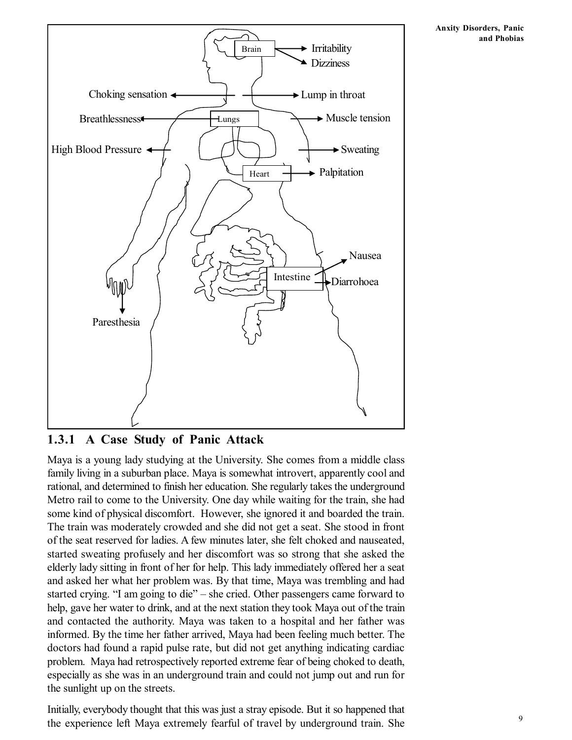### 1.3.1 A Case Study of Panic Attack

Maya is a young lady studying at the University. She comes from a middle class family living in a suburban place. Maya is somewhat introvert, apparently cool and rational, and determined to finish her education. She regularly takes the underground Metro rail to come to the University. One day while waiting for the train, she had some kind of physical discomfort. However, she ignored it and boarded the train. The train was moderately crowded and she did not get a seat. She stood in front of the seat reserved for ladies. A few minutes later, she felt choked and nauseated, started sweating profusely and her discomfort was so strong that she asked the elderly lady sitting in front of her for help. This lady immediately offered her a seat and asked her what her problem was. By that time, Maya was trembling and had started crying. "I am going to die" – she cried. Other passengers came forward to help, gave her water to drink, and at the next station they took Maya out of the train and contacted the authority. Maya was taken to a hospital and her father was informed. By the time her father arrived, Maya had been feeling much better. The doctors had found a rapid pulse rate, but did not get anything indicating cardiac problem. Maya had retrospectively reported extreme fear of being choked to death, especially as she was in an underground train and could not jump out and run for the sunlight up on the streets.

Initially, everybody thought that this was just a stray episode. But it so happened that the experience left Maya extremely fearful of travel by underground train. She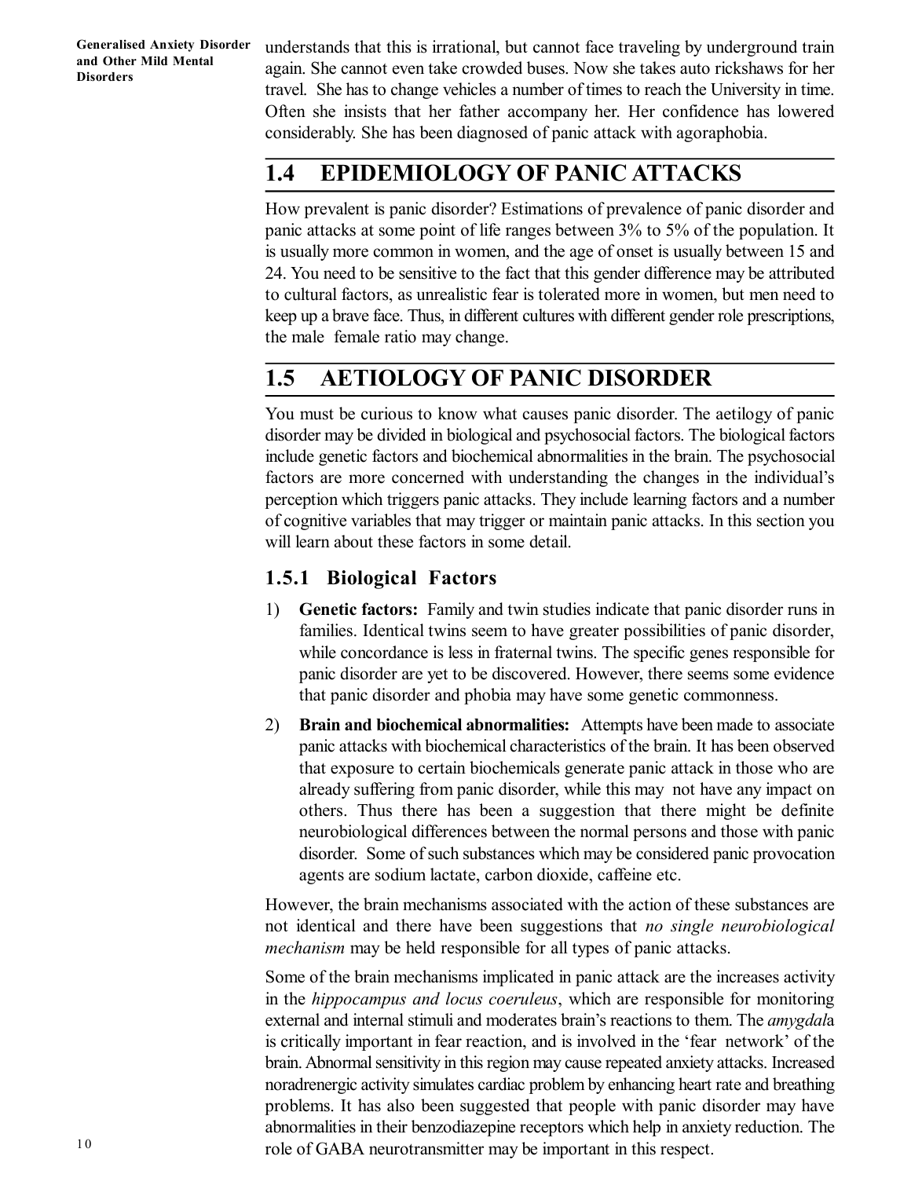understands that this is irrational, but cannot face traveling by underground train again. She cannot even take crowded buses. Now she takes auto rickshaws for her travel. She has to change vehicles a number of times to reach the University in time. Often she insists that her father accompany her. Her confidence has lowered considerably. She has been diagnosed of panic attack with agoraphobia.

## 1.4 EPIDEMIOLOGY OF PANIC ATTACKS

How prevalent is panic disorder? Estimations of prevalence of panic disorder and panic attacks at some point of life ranges between 3% to 5% of the population. It is usually more common in women, and the age of onset is usually between 15 and 24. You need to be sensitive to the fact that this gender difference may be attributed to cultural factors, as unrealistic fear is tolerated more in women, but men need to keep up a brave face. Thus, in different cultures with different gender role prescriptions, the male female ratio may change.

## 1.5 AETIOLOGY OF PANIC DISORDER

You must be curious to know what causes panic disorder. The aetilogy of panic disorder may be divided in biological and psychosocial factors. The biological factors include genetic factors and biochemical abnormalities in the brain. The psychosocial factors are more concerned with understanding the changes in the individual's perception which triggers panic attacks. They include learning factors and a number of cognitive variables that may trigger or maintain panic attacks. In this section you will learn about these factors in some detail.

### 1.5.1 Biological Factors

1) **Genetic factors:** Family and twin studies indicate that panic disorder runs in families. Identical twins seem to have greater possibilities of panic disorder, while concordance is less in fraternal twins. The specific genes responsible for panic disorder are yet to be discovered. However, there seems some evidence that panic disorder and phobia may have some genetic commonness.

2) **Brain and biochemical abnormalities:** Attempts have been made to associate panic attacks with biochemical characteristics of the brain. It has been observed that exposure to certain biochemicals generate panic attack in those who are already suffering from panic disorder, while this may not have any impact on others. Thus there has been a suggestion that there might be definite neurobiological differences between the normal persons and those with panic disorder. Some of such substances which may be considered panic provocation agents are sodium lactate, carbon dioxide, caffeine etc.

However, the brain mechanisms associated with the action of these substances are not identical and there have been suggestions that *no single neurobiological mechanism* may be held responsible for all types of panic attacks.

Some of the brain mechanisms implicated in panic attack are the increases activity in the *hippocampus and locus coeruleus*, which are responsible for monitoring external and internal stimuli and moderates brain's reactions to them. The *amygdala* is critically important in fear reaction, and is involved in the 'fear network' of the brain. Abnormal sensitivity in this region may cause repeated anxiety attacks. Increased noradrenergic activity simulates cardiac problem by enhancing heart rate and breathing problems. It has also been suggested that people with panic disorder may have abnormalities in their benzodiazepine receptors which help in anxiety reduction. The role of GABA neurotransmitter may be important in this respect.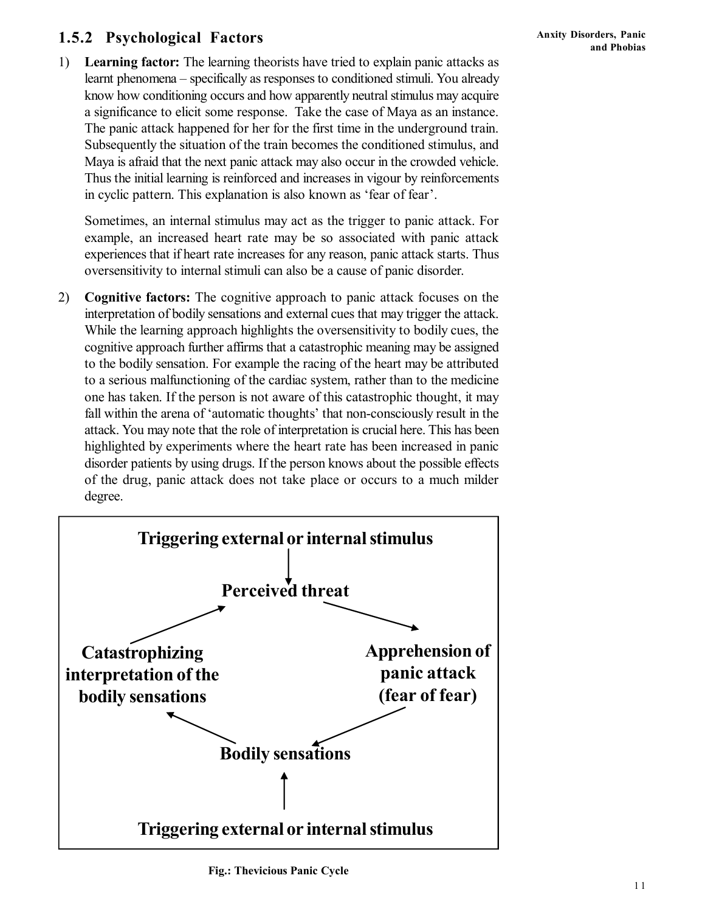### 1.5.2 Psychological Factors

1) **Learning factor:** The learning theorists have tried to explain panic attacks as learnt phenomena – specifically as responses to conditioned stimuli. You already know how conditioning occurs and how apparently neutral stimulus may acquire a significance to elicit some response. Take the case of Maya as an instance. The panic attack happened for her for the first time in the underground train. Subsequently the situation of the train becomes the conditioned stimulus, and Maya is afraid that the next panic attack may also occur in the crowded vehicle. Thus the initial learning is reinforced and increases in vigour by reinforcements in cyclic pattern. This explanation is also known as 'fear of fear'.

   Sometimes, an internal stimulus may act as the trigger to panic attack. For example, an increased heart rate may be so associated with panic attack experiences that if heart rate increases for any reason, panic attack starts. Thus oversensitivity to internal stimuli can also be a cause of panic disorder.

2) **Cognitive factors:** The cognitive approach to panic attack focuses on the interpretation of bodily sensations and external cues that may trigger the attack. While the learning approach highlights the oversensitivity to bodily cues, the cognitive approach further affirms that a catastrophic meaning may be assigned to the bodily sensation. For example the racing of the heart may be attributed to a serious malfunctioning of the cardiac system, rather than to the medicine one has taken. If the person is not aware of this catastrophic thought, it may fall within the arena of 'automatic thoughts' that non-consciously result in the attack. You may note that the role of interpretation is crucial here. This has been highlighted by experiments where the heart rate has been increased in panic disorder patients by using drugs. If the person knows about the possible effects of the drug, panic attack does not take place or occurs to a much milder degree.

**Triggering external or internal stimulus**
↓
**Perceived threat** → **Apprehension of panic attack (fear of fear)** → **Bodily sensations** → **Catastrophizing interpretation of the bodily sensations** → **Perceived threat**
↑
**Triggering external or internal stimulus** (→ Bodily sensations)

**Fig.: Thevicious Panic Cycle**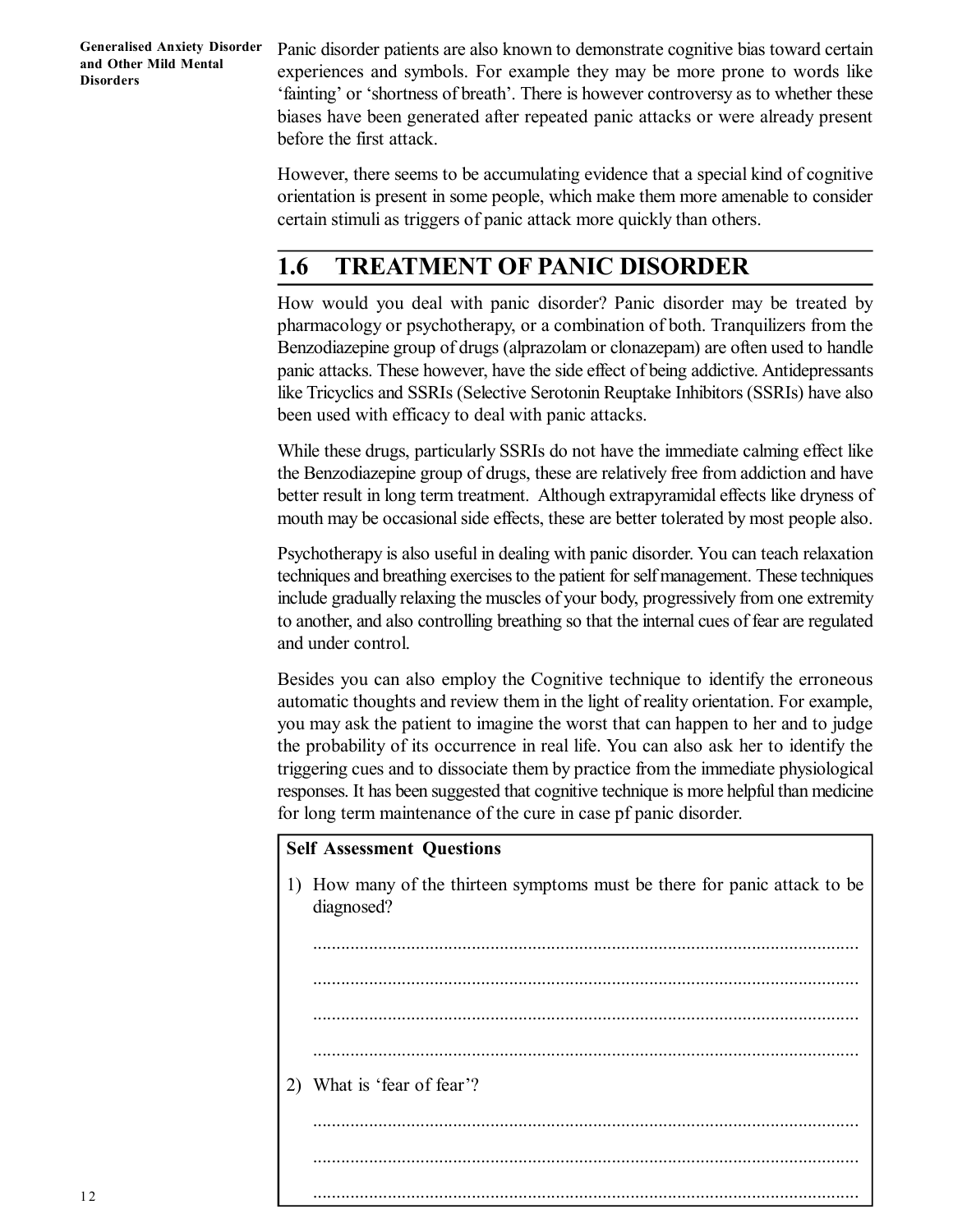Panic disorder patients are also known to demonstrate cognitive bias toward certain experiences and symbols. For example they may be more prone to words like 'fainting' or 'shortness of breath'. There is however controversy as to whether these biases have been generated after repeated panic attacks or were already present before the first attack.

However, there seems to be accumulating evidence that a special kind of cognitive orientation is present in some people, which make them more amenable to consider certain stimuli as triggers of panic attack more quickly than others.

## 1.6 TREATMENT OF PANIC DISORDER

How would you deal with panic disorder? Panic disorder may be treated by pharmacology or psychotherapy, or a combination of both. Tranquilizers from the Benzodiazepine group of drugs (alprazolam or clonazepam) are often used to handle panic attacks. These however, have the side effect of being addictive. Antidepressants like Tricyclics and SSRIs (Selective Serotonin Reuptake Inhibitors (SSRIs) have also been used with efficacy to deal with panic attacks.

While these drugs, particularly SSRIs do not have the immediate calming effect like the Benzodiazepine group of drugs, these are relatively free from addiction and have better result in long term treatment. Although extrapyramidal effects like dryness of mouth may be occasional side effects, these are better tolerated by most people also.

Psychotherapy is also useful in dealing with panic disorder. You can teach relaxation techniques and breathing exercises to the patient for self management. These techniques include gradually relaxing the muscles of your body, progressively from one extremity to another, and also controlling breathing so that the internal cues of fear are regulated and under control.

Besides you can also employ the Cognitive technique to identify the erroneous automatic thoughts and review them in the light of reality orientation. For example, you may ask the patient to imagine the worst that can happen to her and to judge the probability of its occurrence in real life. You can also ask her to identify the triggering cues and to dissociate them by practice from the immediate physiological responses. It has been suggested that cognitive technique is more helpful than medicine for long term maintenance of the cure in case pf panic disorder.

**Self Assessment Questions**

1) How many of the thirteen symptoms must be there for panic attack to be diagnosed?

.....................................................................................................................

.....................................................................................................................

.....................................................................................................................

.....................................................................................................................

2) What is 'fear of fear'?

.....................................................................................................................

.....................................................................................................................

.....................................................................................................................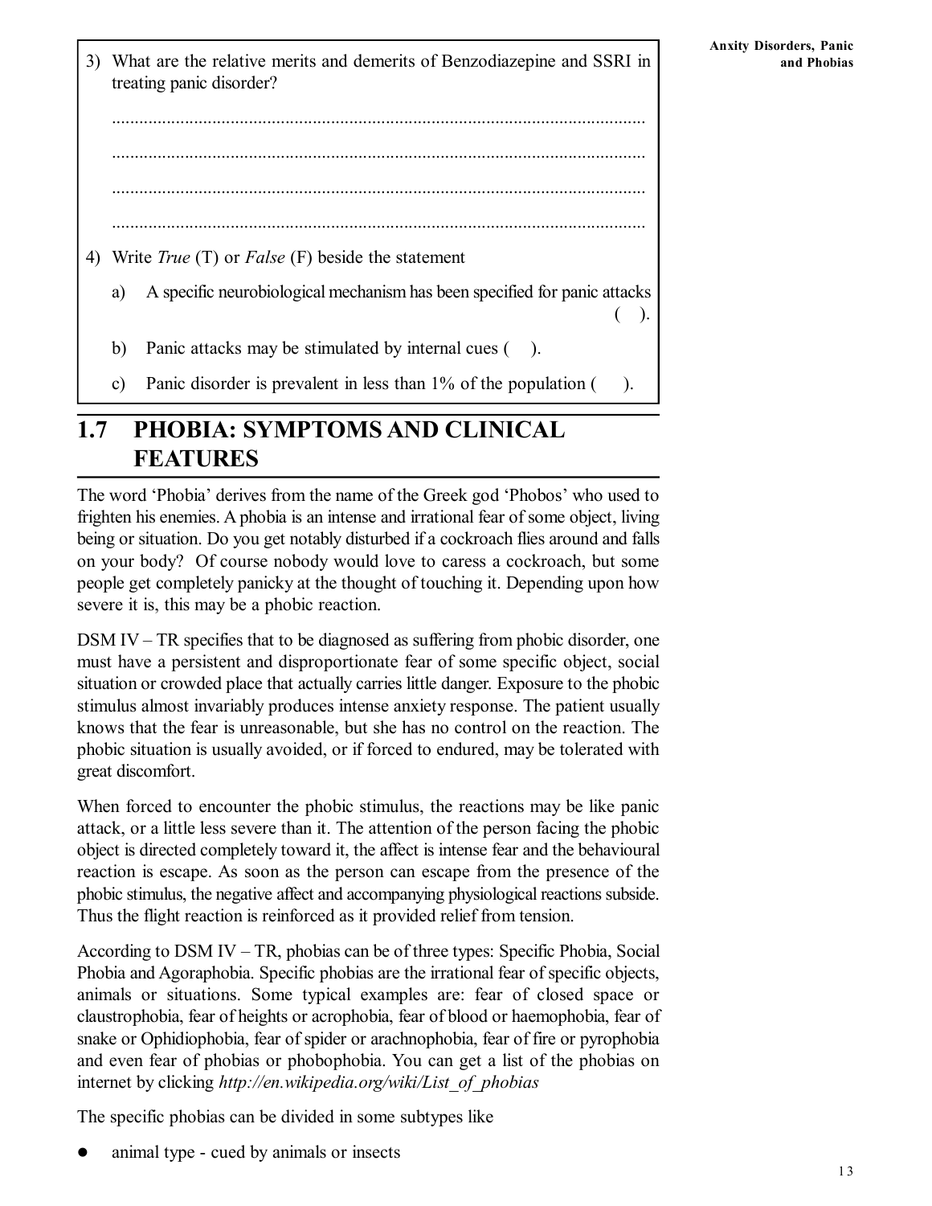3) What are the relative merits and demerits of Benzodiazepine and SSRI in treating panic disorder?

.....................................................................................................................

.....................................................................................................................

.....................................................................................................................

.....................................................................................................................

4) Write *True* (T) or *False* (F) beside the statement

   a) A specific neurobiological mechanism has been specified for panic attacks ( ).

   b) Panic attacks may be stimulated by internal cues ( ).

   c) Panic disorder is prevalent in less than 1% of the population ( ).

## 1.7 PHOBIA: SYMPTOMS AND CLINICAL FEATURES

The word 'Phobia' derives from the name of the Greek god 'Phobos' who used to frighten his enemies. A phobia is an intense and irrational fear of some object, living being or situation. Do you get notably disturbed if a cockroach flies around and falls on your body? Of course nobody would love to caress a cockroach, but some people get completely panicky at the thought of touching it. Depending upon how severe it is, this may be a phobic reaction.

DSM IV – TR specifies that to be diagnosed as suffering from phobic disorder, one must have a persistent and disproportionate fear of some specific object, social situation or crowded place that actually carries little danger. Exposure to the phobic stimulus almost invariably produces intense anxiety response. The patient usually knows that the fear is unreasonable, but she has no control on the reaction. The phobic situation is usually avoided, or if forced to endured, may be tolerated with great discomfort.

When forced to encounter the phobic stimulus, the reactions may be like panic attack, or a little less severe than it. The attention of the person facing the phobic object is directed completely toward it, the affect is intense fear and the behavioural reaction is escape. As soon as the person can escape from the presence of the phobic stimulus, the negative affect and accompanying physiological reactions subside. Thus the flight reaction is reinforced as it provided relief from tension.

According to DSM IV – TR, phobias can be of three types: Specific Phobia, Social Phobia and Agoraphobia. Specific phobias are the irrational fear of specific objects, animals or situations. Some typical examples are: fear of closed space or claustrophobia, fear of heights or acrophobia, fear of blood or haemophobia, fear of snake or Ophidiophobia, fear of spider or arachnophobia, fear of fire or pyrophobia and even fear of phobias or phobophobia. You can get a list of the phobias on internet by clicking *http://en.wikipedia.org/wiki/List_of_phobias*

The specific phobias can be divided in some subtypes like

- animal type - cued by animals or insects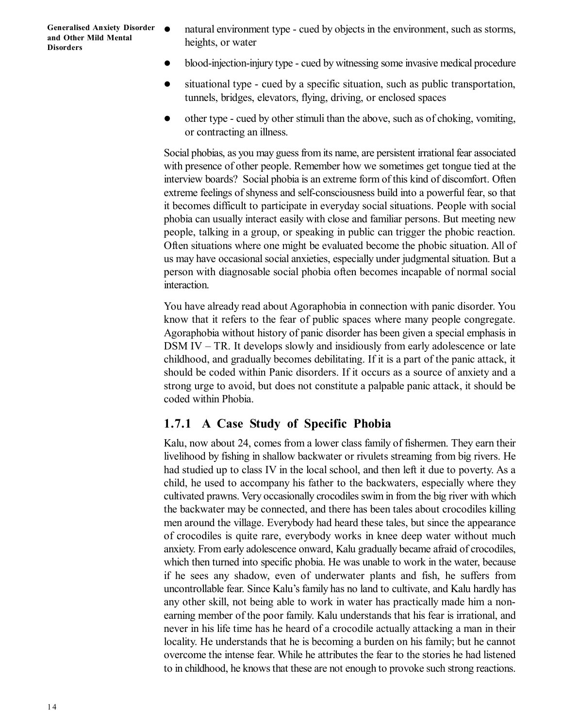- natural environment type - cued by objects in the environment, such as storms, heights, or water
- blood-injection-injury type - cued by witnessing some invasive medical procedure
- situational type - cued by a specific situation, such as public transportation, tunnels, bridges, elevators, flying, driving, or enclosed spaces
- other type - cued by other stimuli than the above, such as of choking, vomiting, or contracting an illness.

Social phobias, as you may guess from its name, are persistent irrational fear associated with presence of other people. Remember how we sometimes get tongue tied at the interview boards? Social phobia is an extreme form of this kind of discomfort. Often extreme feelings of shyness and self-consciousness build into a powerful fear, so that it becomes difficult to participate in everyday social situations. People with social phobia can usually interact easily with close and familiar persons. But meeting new people, talking in a group, or speaking in public can trigger the phobic reaction. Often situations where one might be evaluated become the phobic situation. All of us may have occasional social anxieties, especially under judgmental situation. But a person with diagnosable social phobia often becomes incapable of normal social interaction.

You have already read about Agoraphobia in connection with panic disorder. You know that it refers to the fear of public spaces where many people congregate. Agoraphobia without history of panic disorder has been given a special emphasis in DSM IV – TR. It develops slowly and insidiously from early adolescence or late childhood, and gradually becomes debilitating. If it is a part of the panic attack, it should be coded within Panic disorders. If it occurs as a source of anxiety and a strong urge to avoid, but does not constitute a palpable panic attack, it should be coded within Phobia.

### 1.7.1 A Case Study of Specific Phobia

Kalu, now about 24, comes from a lower class family of fishermen. They earn their livelihood by fishing in shallow backwater or rivulets streaming from big rivers. He had studied up to class IV in the local school, and then left it due to poverty. As a child, he used to accompany his father to the backwaters, especially where they cultivated prawns. Very occasionally crocodiles swim in from the big river with which the backwater may be connected, and there has been tales about crocodiles killing men around the village. Everybody had heard these tales, but since the appearance of crocodiles is quite rare, everybody works in knee deep water without much anxiety. From early adolescence onward, Kalu gradually became afraid of crocodiles, which then turned into specific phobia. He was unable to work in the water, because if he sees any shadow, even of underwater plants and fish, he suffers from uncontrollable fear. Since Kalu's family has no land to cultivate, and Kalu hardly has any other skill, not being able to work in water has practically made him a non-earning member of the poor family. Kalu understands that his fear is irrational, and never in his life time has he heard of a crocodile actually attacking a man in their locality. He understands that he is becoming a burden on his family; but he cannot overcome the intense fear. While he attributes the fear to the stories he had listened to in childhood, he knows that these are not enough to provoke such strong reactions.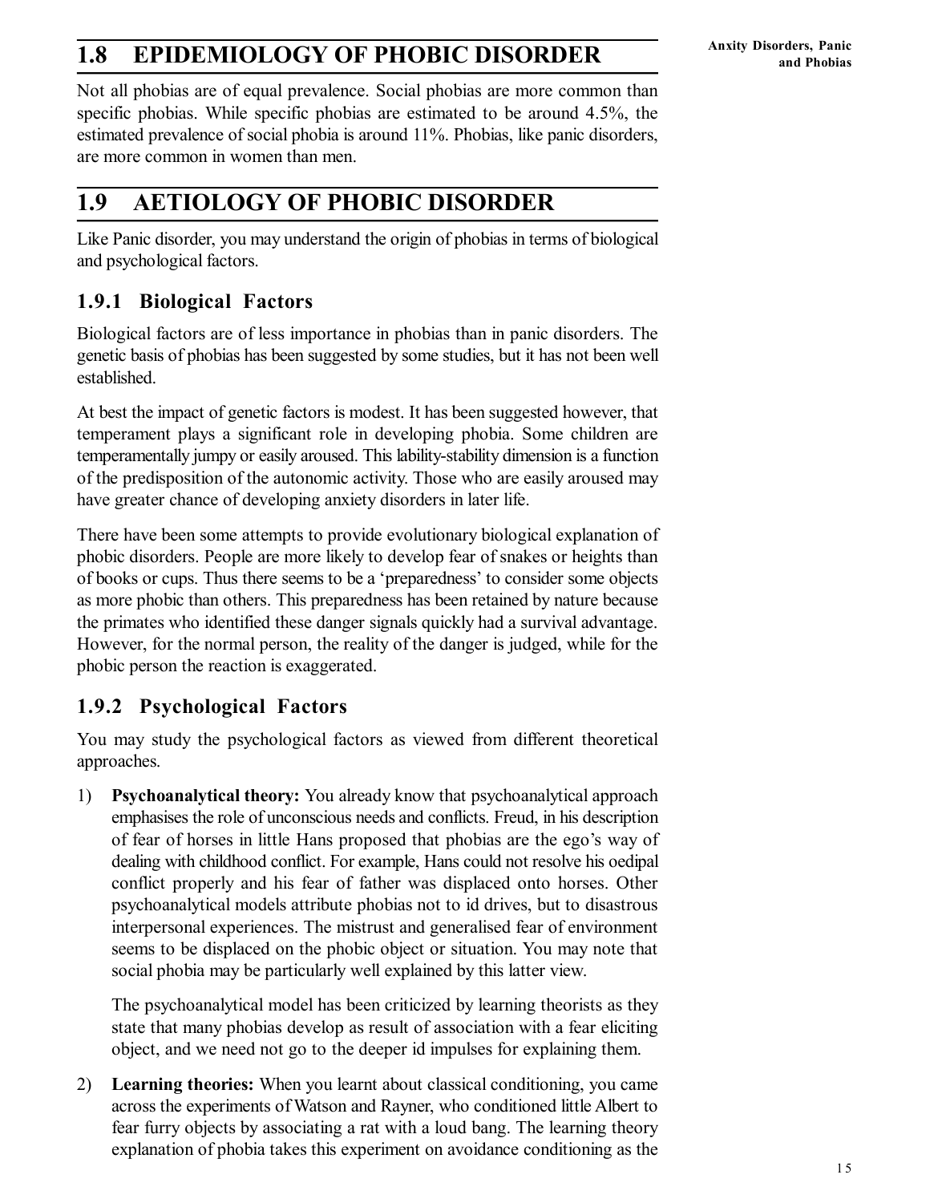## 1.8 EPIDEMIOLOGY OF PHOBIC DISORDER

Not all phobias are of equal prevalence. Social phobias are more common than specific phobias. While specific phobias are estimated to be around 4.5%, the estimated prevalence of social phobia is around 11%. Phobias, like panic disorders, are more common in women than men.

## 1.9 AETIOLOGY OF PHOBIC DISORDER

Like Panic disorder, you may understand the origin of phobias in terms of biological and psychological factors.

### 1.9.1 Biological Factors

Biological factors are of less importance in phobias than in panic disorders. The genetic basis of phobias has been suggested by some studies, but it has not been well established.

At best the impact of genetic factors is modest. It has been suggested however, that temperament plays a significant role in developing phobia. Some children are temperamentally jumpy or easily aroused. This lability-stability dimension is a function of the predisposition of the autonomic activity. Those who are easily aroused may have greater chance of developing anxiety disorders in later life.

There have been some attempts to provide evolutionary biological explanation of phobic disorders. People are more likely to develop fear of snakes or heights than of books or cups. Thus there seems to be a 'preparedness' to consider some objects as more phobic than others. This preparedness has been retained by nature because the primates who identified these danger signals quickly had a survival advantage. However, for the normal person, the reality of the danger is judged, while for the phobic person the reaction is exaggerated.

### 1.9.2 Psychological Factors

You may study the psychological factors as viewed from different theoretical approaches.

1) **Psychoanalytical theory:** You already know that psychoanalytical approach emphasises the role of unconscious needs and conflicts. Freud, in his description of fear of horses in little Hans proposed that phobias are the ego's way of dealing with childhood conflict. For example, Hans could not resolve his oedipal conflict properly and his fear of father was displaced onto horses. Other psychoanalytical models attribute phobias not to id drives, but to disastrous interpersonal experiences. The mistrust and generalised fear of environment seems to be displaced on the phobic object or situation. You may note that social phobia may be particularly well explained by this latter view.

   The psychoanalytical model has been criticized by learning theorists as they state that many phobias develop as result of association with a fear eliciting object, and we need not go to the deeper id impulses for explaining them.

2) **Learning theories:** When you learnt about classical conditioning, you came across the experiments of Watson and Rayner, who conditioned little Albert to fear furry objects by associating a rat with a loud bang. The learning theory explanation of phobia takes this experiment on avoidance conditioning as the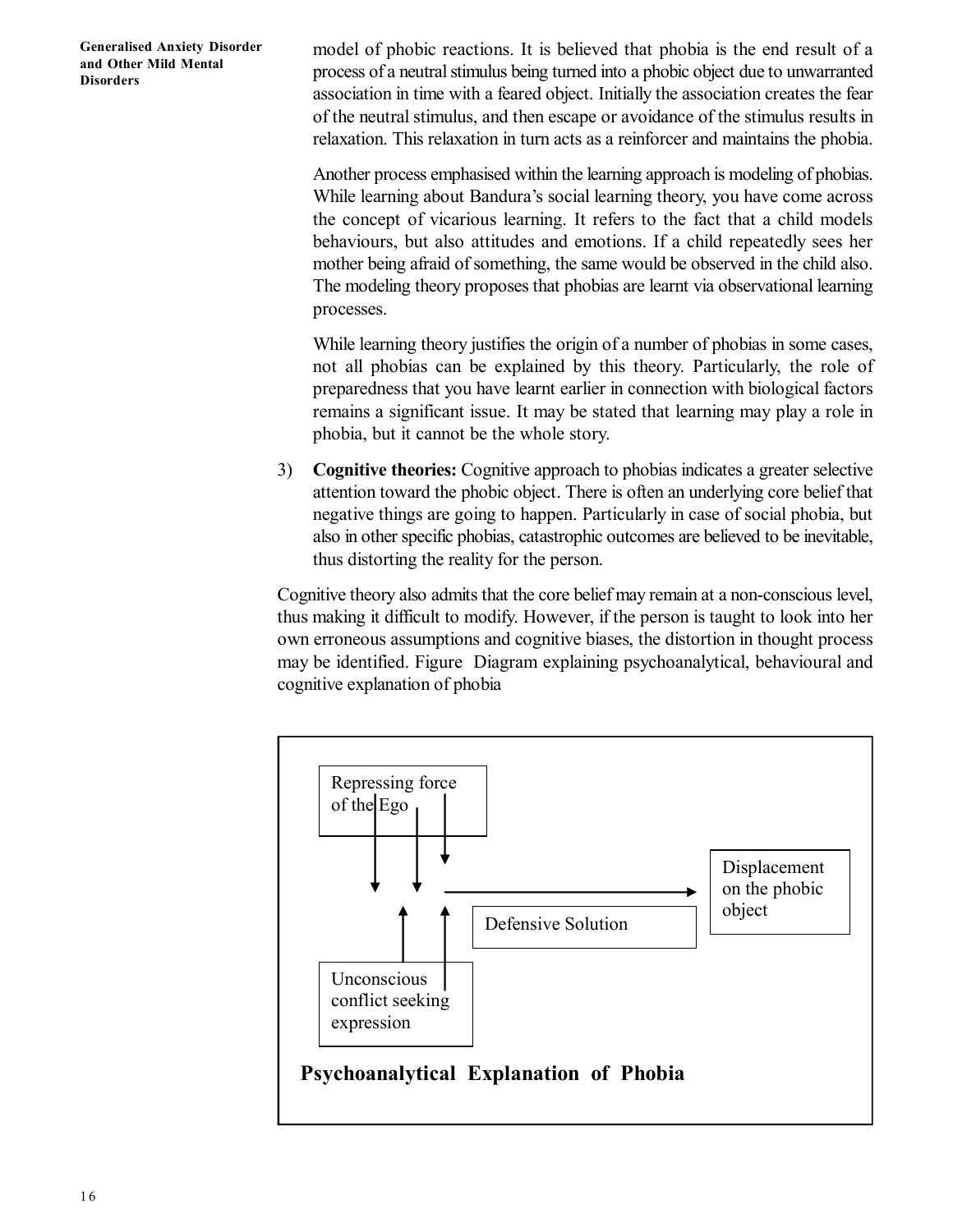model of phobic reactions. It is believed that phobia is the end result of a process of a neutral stimulus being turned into a phobic object due to unwarranted association in time with a feared object. Initially the association creates the fear of the neutral stimulus, and then escape or avoidance of the stimulus results in relaxation. This relaxation in turn acts as a reinforcer and maintains the phobia.

Another process emphasised within the learning approach is modeling of phobias. While learning about Bandura's social learning theory, you have come across the concept of vicarious learning. It refers to the fact that a child models behaviours, but also attitudes and emotions. If a child repeatedly sees her mother being afraid of something, the same would be observed in the child also. The modeling theory proposes that phobias are learnt via observational learning processes.

While learning theory justifies the origin of a number of phobias in some cases, not all phobias can be explained by this theory. Particularly, the role of preparedness that you have learnt earlier in connection with biological factors remains a significant issue. It may be stated that learning may play a role in phobia, but it cannot be the whole story.

3) **Cognitive theories:** Cognitive approach to phobias indicates a greater selective attention toward the phobic object. There is often an underlying core belief that negative things are going to happen. Particularly in case of social phobia, but also in other specific phobias, catastrophic outcomes are believed to be inevitable, thus distorting the reality for the person.

Cognitive theory also admits that the core belief may remain at a non-conscious level, thus making it difficult to modify. However, if the person is taught to look into her own erroneous assumptions and cognitive biases, the distortion in thought process may be identified. Figure Diagram explaining psychoanalytical, behavioural and cognitive explanation of phobia

Repressing force of the Ego

Unconscious conflict seeking expression

Defensive Solution

Displacement on the phobic object

**Psychoanalytical Explanation of Phobia**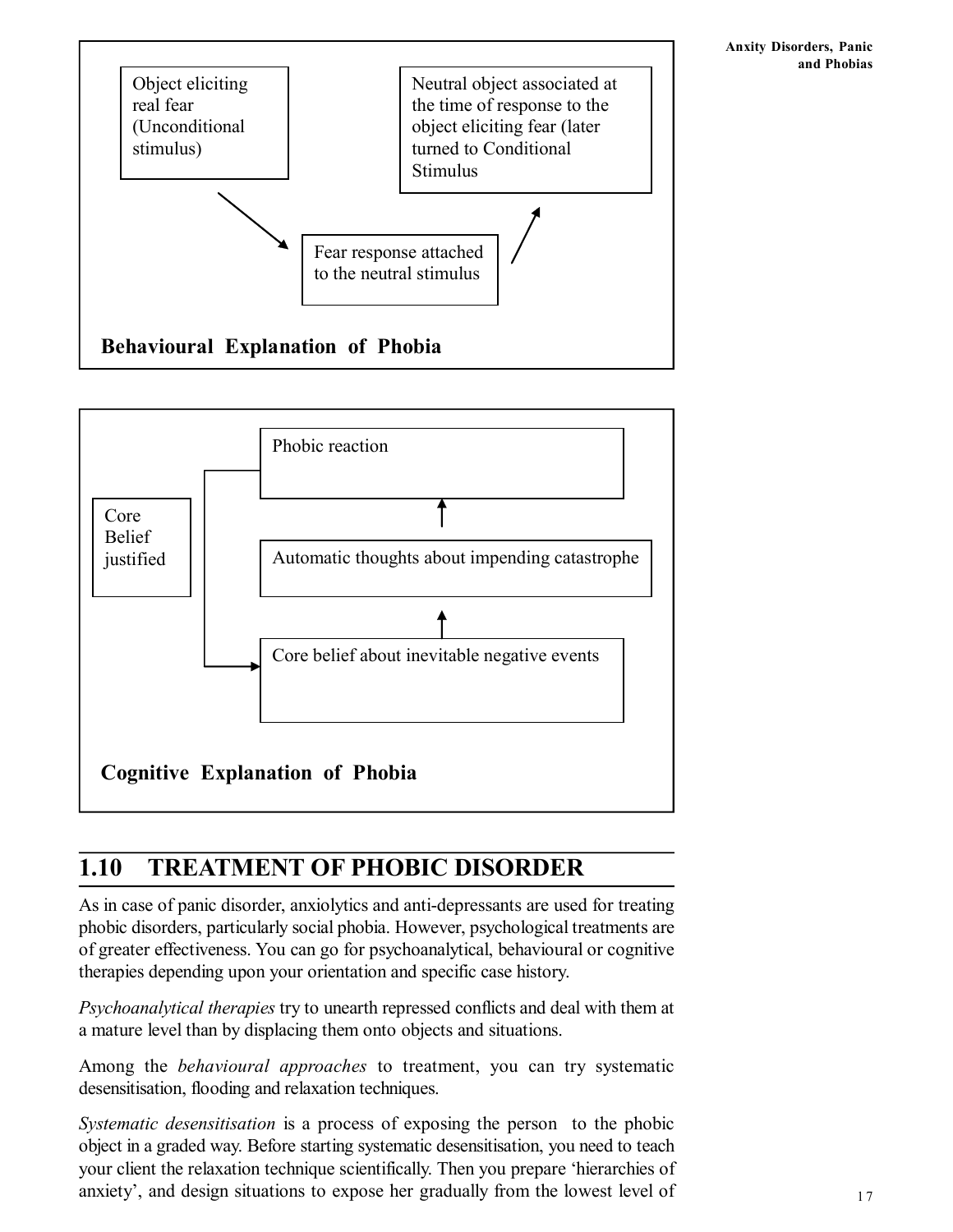Object eliciting real fear (Unconditional stimulus)

Neutral object associated at the time of response to the object eliciting fear (later turned to Conditional Stimulus

Fear response attached to the neutral stimulus

**Behavioural Explanation of Phobia**

Phobic reaction

Core Belief justified

Automatic thoughts about impending catastrophe

Core belief about inevitable negative events

**Cognitive Explanation of Phobia**

## 1.10 TREATMENT OF PHOBIC DISORDER

As in case of panic disorder, anxiolytics and anti-depressants are used for treating phobic disorders, particularly social phobia. However, psychological treatments are of greater effectiveness. You can go for psychoanalytical, behavioural or cognitive therapies depending upon your orientation and specific case history.

*Psychoanalytical therapies* try to unearth repressed conflicts and deal with them at a mature level than by displacing them onto objects and situations.

Among the *behavioural approaches* to treatment, you can try systematic desensitisation, flooding and relaxation techniques.

*Systematic desensitisation* is a process of exposing the person to the phobic object in a graded way. Before starting systematic desensitisation, you need to teach your client the relaxation technique scientifically. Then you prepare 'hierarchies of anxiety', and design situations to expose her gradually from the lowest level of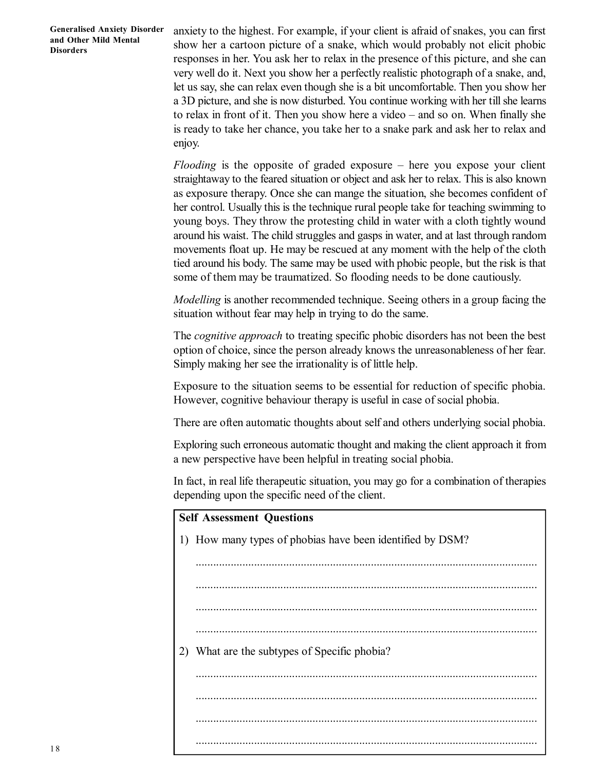anxiety to the highest. For example, if your client is afraid of snakes, you can first show her a cartoon picture of a snake, which would probably not elicit phobic responses in her. You ask her to relax in the presence of this picture, and she can very well do it. Next you show her a perfectly realistic photograph of a snake, and, let us say, she can relax even though she is a bit uncomfortable. Then you show her a 3D picture, and she is now disturbed. You continue working with her till she learns to relax in front of it. Then you show here a video – and so on. When finally she is ready to take her chance, you take her to a snake park and ask her to relax and enjoy.

*Flooding* is the opposite of graded exposure – here you expose your client straightaway to the feared situation or object and ask her to relax. This is also known as exposure therapy. Once she can mange the situation, she becomes confident of her control. Usually this is the technique rural people take for teaching swimming to young boys. They throw the protesting child in water with a cloth tightly wound around his waist. The child struggles and gasps in water, and at last through random movements float up. He may be rescued at any moment with the help of the cloth tied around his body. The same may be used with phobic people, but the risk is that some of them may be traumatized. So flooding needs to be done cautiously.

*Modelling* is another recommended technique. Seeing others in a group facing the situation without fear may help in trying to do the same.

The *cognitive approach* to treating specific phobic disorders has not been the best option of choice, since the person already knows the unreasonableness of her fear. Simply making her see the irrationality is of little help.

Exposure to the situation seems to be essential for reduction of specific phobia. However, cognitive behaviour therapy is useful in case of social phobia.

There are often automatic thoughts about self and others underlying social phobia.

Exploring such erroneous automatic thought and making the client approach it from a new perspective have been helpful in treating social phobia.

In fact, in real life therapeutic situation, you may go for a combination of therapies depending upon the specific need of the client.

**Self Assessment Questions**

1) How many types of phobias have been identified by DSM?

.....................................................................................................................

.....................................................................................................................

.....................................................................................................................

.....................................................................................................................

2) What are the subtypes of Specific phobia?

.....................................................................................................................

.....................................................................................................................

.....................................................................................................................

.....................................................................................................................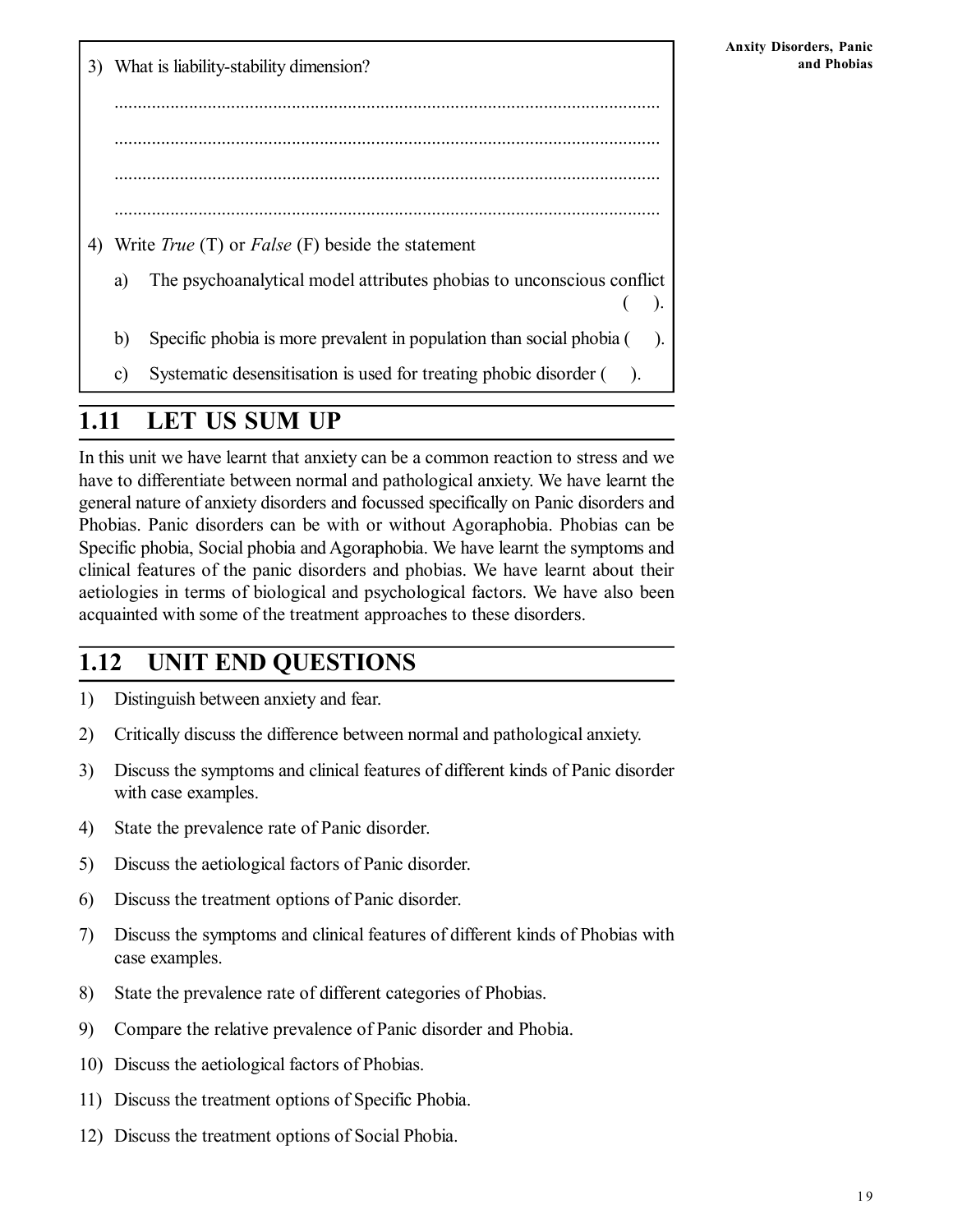3) What is liability-stability dimension?

......................................................................................................................

......................................................................................................................

......................................................................................................................

......................................................................................................................

4) Write *True* (T) or *False* (F) beside the statement

   a) The psychoanalytical model attributes phobias to unconscious conflict ( ).

   b) Specific phobia is more prevalent in population than social phobia ( ).

   c) Systematic desensitisation is used for treating phobic disorder ( ).

## 1.11 LET US SUM UP

In this unit we have learnt that anxiety can be a common reaction to stress and we have to differentiate between normal and pathological anxiety. We have learnt the general nature of anxiety disorders and focussed specifically on Panic disorders and Phobias. Panic disorders can be with or without Agoraphobia. Phobias can be Specific phobia, Social phobia and Agoraphobia. We have learnt the symptoms and clinical features of the panic disorders and phobias. We have learnt about their aetiologies in terms of biological and psychological factors. We have also been acquainted with some of the treatment approaches to these disorders.

## 1.12 UNIT END QUESTIONS

1) Distinguish between anxiety and fear.
2) Critically discuss the difference between normal and pathological anxiety.
3) Discuss the symptoms and clinical features of different kinds of Panic disorder with case examples.
4) State the prevalence rate of Panic disorder.
5) Discuss the aetiological factors of Panic disorder.
6) Discuss the treatment options of Panic disorder.
7) Discuss the symptoms and clinical features of different kinds of Phobias with case examples.
8) State the prevalence rate of different categories of Phobias.
9) Compare the relative prevalence of Panic disorder and Phobia.
10) Discuss the aetiological factors of Phobias.
11) Discuss the treatment options of Specific Phobia.
12) Discuss the treatment options of Social Phobia.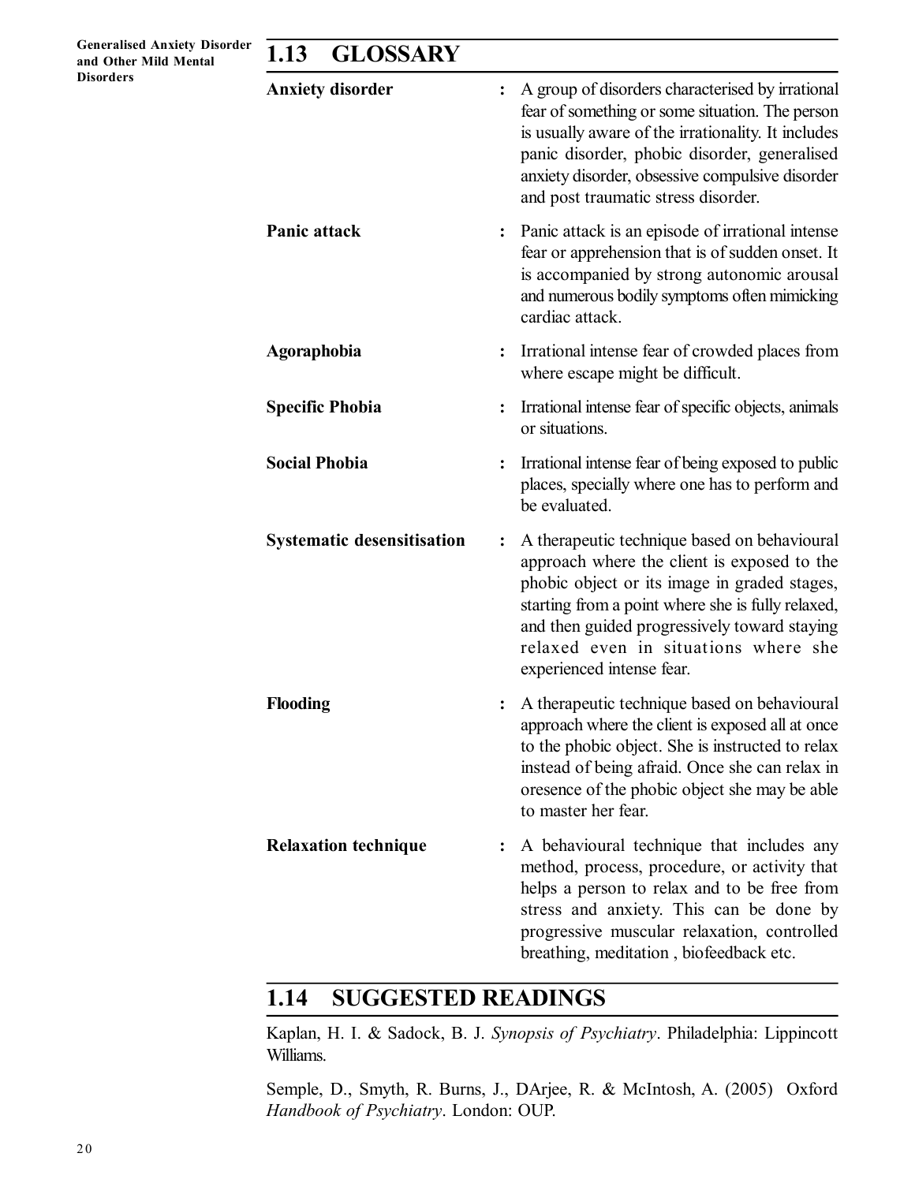## 1.13 GLOSSARY

**Anxiety disorder** : A group of disorders characterised by irrational fear of something or some situation. The person is usually aware of the irrationality. It includes panic disorder, phobic disorder, generalised anxiety disorder, obsessive compulsive disorder and post traumatic stress disorder.

**Panic attack** : Panic attack is an episode of irrational intense fear or apprehension that is of sudden onset. It is accompanied by strong autonomic arousal and numerous bodily symptoms often mimicking cardiac attack.

**Agoraphobia** : Irrational intense fear of crowded places from where escape might be difficult.

**Specific Phobia** : Irrational intense fear of specific objects, animals or situations.

**Social Phobia** : Irrational intense fear of being exposed to public places, specially where one has to perform and be evaluated.

**Systematic desensitisation** : A therapeutic technique based on behavioural approach where the client is exposed to the phobic object or its image in graded stages, starting from a point where she is fully relaxed, and then guided progressively toward staying relaxed even in situations where she experienced intense fear.

**Flooding** : A therapeutic technique based on behavioural approach where the client is exposed all at once to the phobic object. She is instructed to relax instead of being afraid. Once she can relax in oresence of the phobic object she may be able to master her fear.

**Relaxation technique** : A behavioural technique that includes any method, process, procedure, or activity that helps a person to relax and to be free from stress and anxiety. This can be done by progressive muscular relaxation, controlled breathing, meditation , biofeedback etc.

## 1.14 SUGGESTED READINGS

Kaplan, H. I. & Sadock, B. J. *Synopsis of Psychiatry*. Philadelphia: Lippincott Williams.

Semple, D., Smyth, R. Burns, J., DArjee, R. & McIntosh, A. (2005) Oxford *Handbook of Psychiatry*. London: OUP.